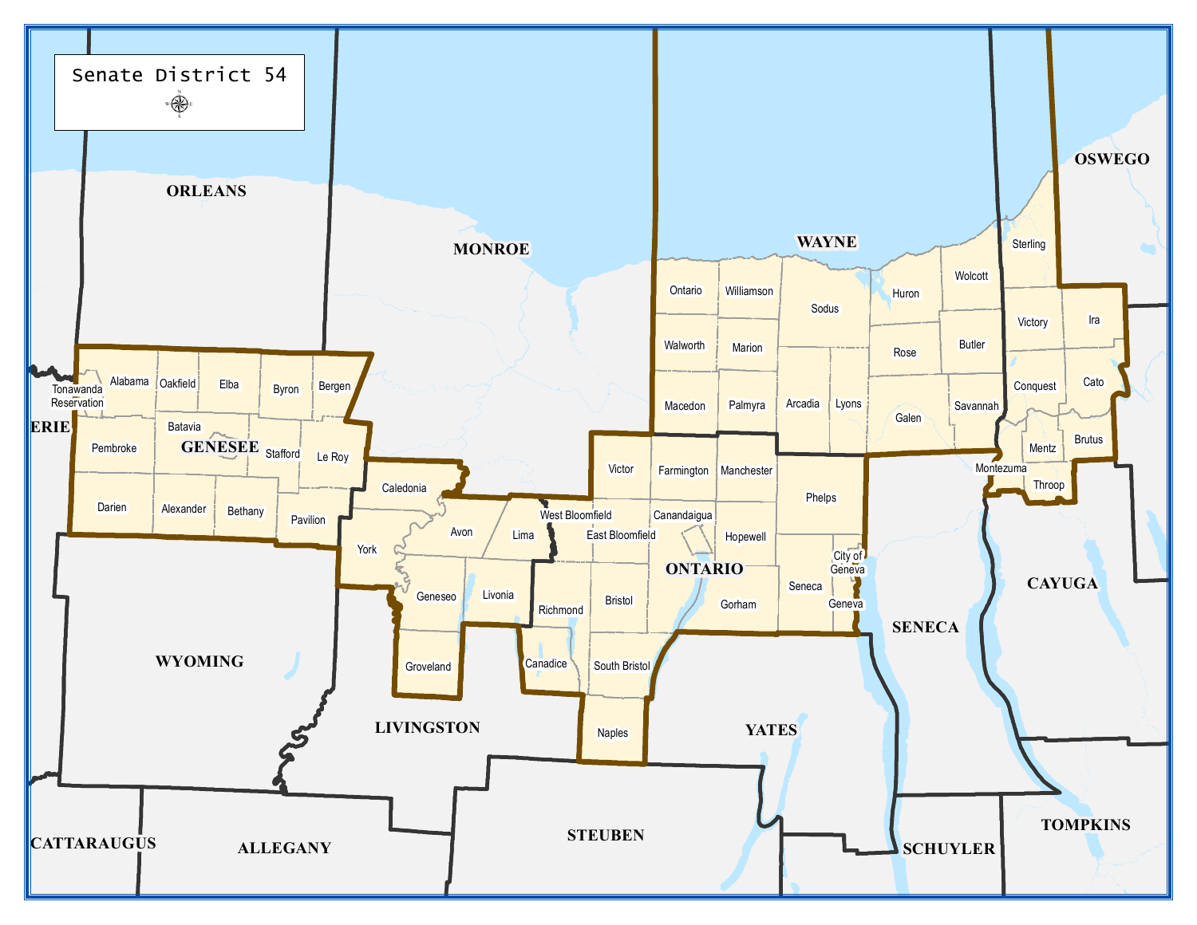# Senate District 54

ORLEANS

MONROE

WAYNE

OSWEGO

ERIE

GENESEE

Tonawanda Reservation, Alabama, Oakfield, Elba, Byron, Bergen, Pembroke, Batavia, Stafford, Le Roy, Darien, Alexander, Bethany, Pavilion

Caledonia, Avon, Lima, York, Geneseo, Livonia, Groveland

West Bloomfield, East Bloomfield, Richmond, Bristol, Canadice, South Bristol, Naples

Victor, Farmington, Manchester, Canandaigua, Hopewell, Phelps, Gorham, Seneca, City of Geneva, Geneva

ONTARIO

Ontario, Williamson, Sodus, Huron, Wolcott, Walworth, Marion, Rose, Butler, Macedon, Palmyra, Arcadia, Lyons, Galen, Savannah

Sterling, Victory, Ira, Conquest, Cato, Mentz, Brutus, Montezuma, Throop

CAYUGA

SENECA

WYOMING

LIVINGSTON

YATES

CATTARAUGUS

ALLEGANY

STEUBEN

SCHUYLER

TOMPKINS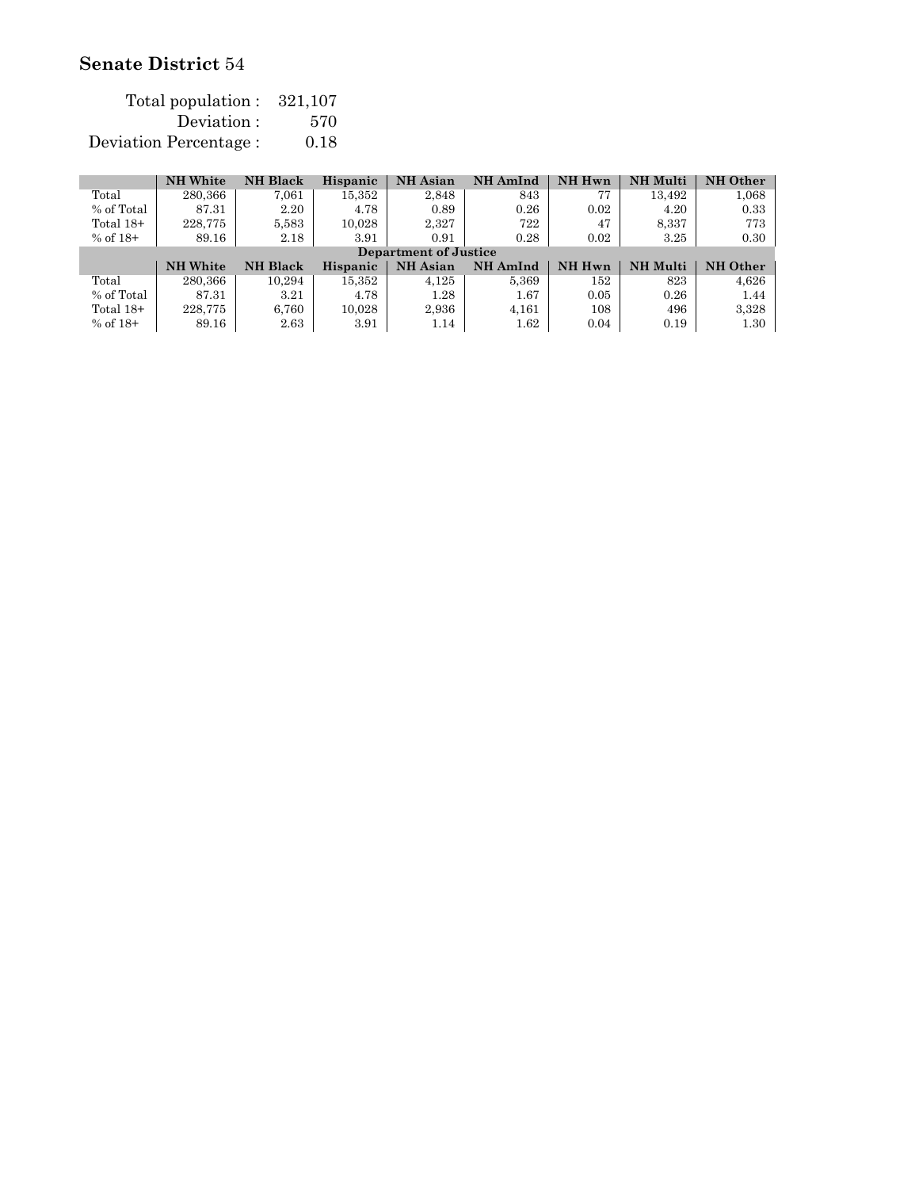## **Senate District** 54

| | |
|---|---|
| Total population : | 321,107 |
| Deviation : | 570 |
| Deviation Percentage : | 0.18 |

| | NH White | NH Black | Hispanic | NH Asian | NH AmInd | NH Hwn | NH Multi | NH Other |
|---|---|---|---|---|---|---|---|---|
| Total | 280,366 | 7,061 | 15,352 | 2,848 | 843 | 77 | 13,492 | 1,068 |
| % of Total | 87.31 | 2.20 | 4.78 | 0.89 | 0.26 | 0.02 | 4.20 | 0.33 |
| Total 18+ | 228,775 | 5,583 | 10,028 | 2,327 | 722 | 47 | 8,337 | 773 |
| % of 18+ | 89.16 | 2.18 | 3.91 | 0.91 | 0.28 | 0.02 | 3.25 | 0.30 |
| **Department of Justice** | | | | | | | | |
| | **NH White** | **NH Black** | **Hispanic** | **NH Asian** | **NH AmInd** | **NH Hwn** | **NH Multi** | **NH Other** |
| Total | 280,366 | 10,294 | 15,352 | 4,125 | 5,369 | 152 | 823 | 4,626 |
| % of Total | 87.31 | 3.21 | 4.78 | 1.28 | 1.67 | 0.05 | 0.26 | 1.44 |
| Total 18+ | 228,775 | 6,760 | 10,028 | 2,936 | 4,161 | 108 | 496 | 3,328 |
| % of 18+ | 89.16 | 2.63 | 3.91 | 1.14 | 1.62 | 0.04 | 0.19 | 1.30 |